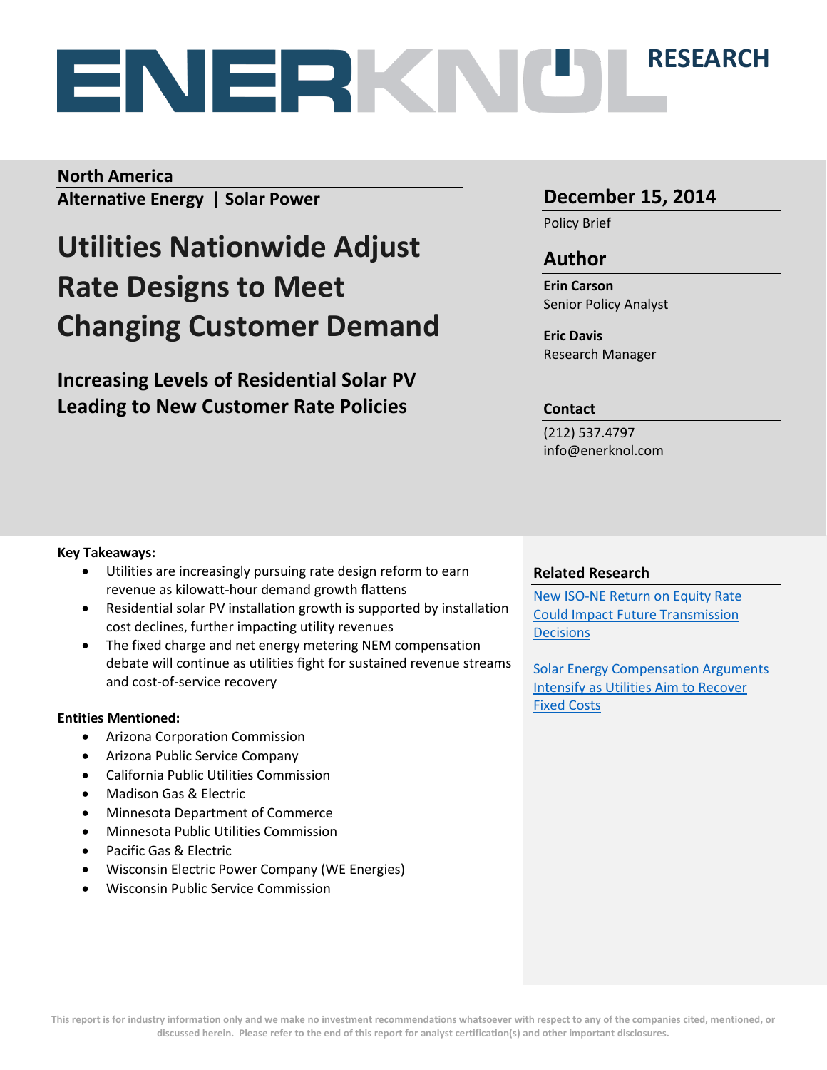ENERKNOL RESEARCH

**North America**
**Alternative Energy | Solar Power**

# Utilities Nationwide Adjust Rate Designs to Meet Changing Customer Demand

## Increasing Levels of Residential Solar PV Leading to New Customer Rate Policies

## December 15, 2014

Policy Brief

## Author

**Erin Carson**
Senior Policy Analyst

**Eric Davis**
Research Manager

## Contact

(212) 537.4797
info@enerknol.com

**Key Takeaways:**

- Utilities are increasingly pursuing rate design reform to earn revenue as kilowatt-hour demand growth flattens
- Residential solar PV installation growth is supported by installation cost declines, further impacting utility revenues
- The fixed charge and net energy metering NEM compensation debate will continue as utilities fight for sustained revenue streams and cost-of-service recovery

**Entities Mentioned:**

- Arizona Corporation Commission
- Arizona Public Service Company
- California Public Utilities Commission
- Madison Gas & Electric
- Minnesota Department of Commerce
- Minnesota Public Utilities Commission
- Pacific Gas & Electric
- Wisconsin Electric Power Company (WE Energies)
- Wisconsin Public Service Commission

**Related Research**

New ISO-NE Return on Equity Rate Could Impact Future Transmission Decisions

Solar Energy Compensation Arguments Intensify as Utilities Aim to Recover Fixed Costs

This report is for industry information only and we make no investment recommendations whatsoever with respect to any of the companies cited, mentioned, or discussed herein. Please refer to the end of this report for analyst certification(s) and other important disclosures.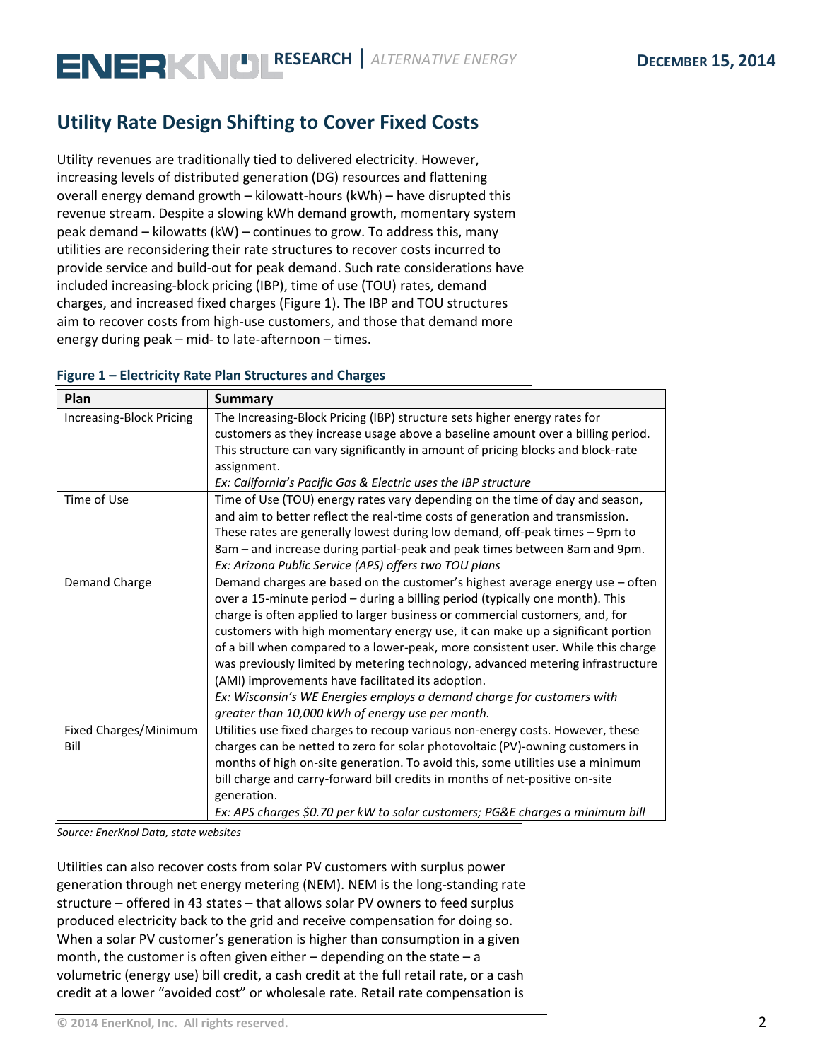## Utility Rate Design Shifting to Cover Fixed Costs

Utility revenues are traditionally tied to delivered electricity. However, increasing levels of distributed generation (DG) resources and flattening overall energy demand growth – kilowatt-hours (kWh) – have disrupted this revenue stream. Despite a slowing kWh demand growth, momentary system peak demand – kilowatts (kW) – continues to grow. To address this, many utilities are reconsidering their rate structures to recover costs incurred to provide service and build-out for peak demand. Such rate considerations have included increasing-block pricing (IBP), time of use (TOU) rates, demand charges, and increased fixed charges (Figure 1). The IBP and TOU structures aim to recover costs from high-use customers, and those that demand more energy during peak – mid- to late-afternoon – times.

**Figure 1 – Electricity Rate Plan Structures and Charges**

| Plan | Summary |
|---|---|
| Increasing-Block Pricing | The Increasing-Block Pricing (IBP) structure sets higher energy rates for customers as they increase usage above a baseline amount over a billing period. This structure can vary significantly in amount of pricing blocks and block-rate assignment. *Ex: California's Pacific Gas & Electric uses the IBP structure* |
| Time of Use | Time of Use (TOU) energy rates vary depending on the time of day and season, and aim to better reflect the real-time costs of generation and transmission. These rates are generally lowest during low demand, off-peak times – 9pm to 8am – and increase during partial-peak and peak times between 8am and 9pm. *Ex: Arizona Public Service (APS) offers two TOU plans* |
| Demand Charge | Demand charges are based on the customer's highest average energy use – often over a 15-minute period – during a billing period (typically one month). This charge is often applied to larger business or commercial customers, and, for customers with high momentary energy use, it can make up a significant portion of a bill when compared to a lower-peak, more consistent user. While this charge was previously limited by metering technology, advanced metering infrastructure (AMI) improvements have facilitated its adoption. *Ex: Wisconsin's WE Energies employs a demand charge for customers with greater than 10,000 kWh of energy use per month.* |
| Fixed Charges/Minimum Bill | Utilities use fixed charges to recoup various non-energy costs. However, these charges can be netted to zero for solar photovoltaic (PV)-owning customers in months of high on-site generation. To avoid this, some utilities use a minimum bill charge and carry-forward bill credits in months of net-positive on-site generation. *Ex: APS charges $0.70 per kW to solar customers; PG&E charges a minimum bill* |

*Source: EnerKnol Data, state websites*

Utilities can also recover costs from solar PV customers with surplus power generation through net energy metering (NEM). NEM is the long-standing rate structure – offered in 43 states – that allows solar PV owners to feed surplus produced electricity back to the grid and receive compensation for doing so. When a solar PV customer's generation is higher than consumption in a given month, the customer is often given either – depending on the state – a volumetric (energy use) bill credit, a cash credit at the full retail rate, or a cash credit at a lower "avoided cost" or wholesale rate. Retail rate compensation is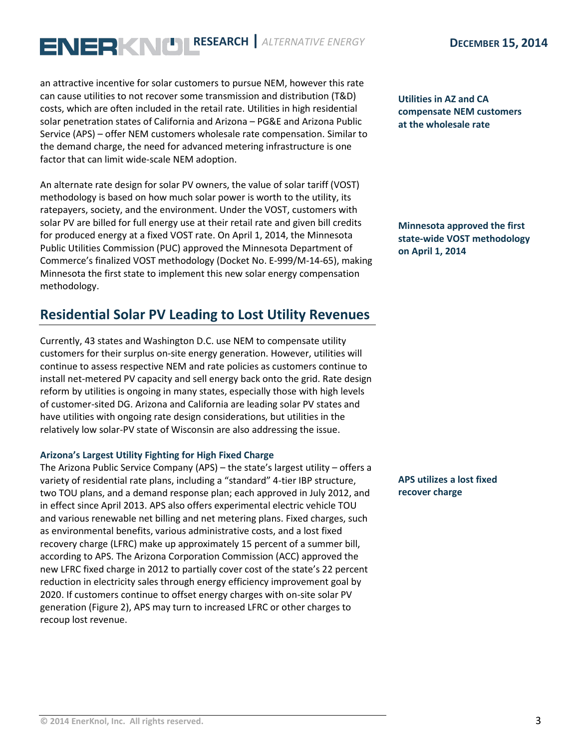an attractive incentive for solar customers to pursue NEM, however this rate can cause utilities to not recover some transmission and distribution (T&D) costs, which are often included in the retail rate. Utilities in high residential solar penetration states of California and Arizona – PG&E and Arizona Public Service (APS) – offer NEM customers wholesale rate compensation. Similar to the demand charge, the need for advanced metering infrastructure is one factor that can limit wide-scale NEM adoption.

**Utilities in AZ and CA compensate NEM customers at the wholesale rate**

An alternate rate design for solar PV owners, the value of solar tariff (VOST) methodology is based on how much solar power is worth to the utility, its ratepayers, society, and the environment. Under the VOST, customers with solar PV are billed for full energy use at their retail rate and given bill credits for produced energy at a fixed VOST rate. On April 1, 2014, the Minnesota Public Utilities Commission (PUC) approved the Minnesota Department of Commerce's finalized VOST methodology (Docket No. E-999/M-14-65), making Minnesota the first state to implement this new solar energy compensation methodology.

**Minnesota approved the first state-wide VOST methodology on April 1, 2014**

## Residential Solar PV Leading to Lost Utility Revenues

Currently, 43 states and Washington D.C. use NEM to compensate utility customers for their surplus on-site energy generation. However, utilities will continue to assess respective NEM and rate policies as customers continue to install net-metered PV capacity and sell energy back onto the grid. Rate design reform by utilities is ongoing in many states, especially those with high levels of customer-sited DG. Arizona and California are leading solar PV states and have utilities with ongoing rate design considerations, but utilities in the relatively low solar-PV state of Wisconsin are also addressing the issue.

### Arizona's Largest Utility Fighting for High Fixed Charge

The Arizona Public Service Company (APS) – the state's largest utility – offers a variety of residential rate plans, including a "standard" 4-tier IBP structure, two TOU plans, and a demand response plan; each approved in July 2012, and in effect since April 2013. APS also offers experimental electric vehicle TOU and various renewable net billing and net metering plans. Fixed charges, such as environmental benefits, various administrative costs, and a lost fixed recovery charge (LFRC) make up approximately 15 percent of a summer bill, according to APS. The Arizona Corporation Commission (ACC) approved the new LFRC fixed charge in 2012 to partially cover cost of the state's 22 percent reduction in electricity sales through energy efficiency improvement goal by 2020. If customers continue to offset energy charges with on-site solar PV generation (Figure 2), APS may turn to increased LFRC or other charges to recoup lost revenue.

**APS utilizes a lost fixed recover charge**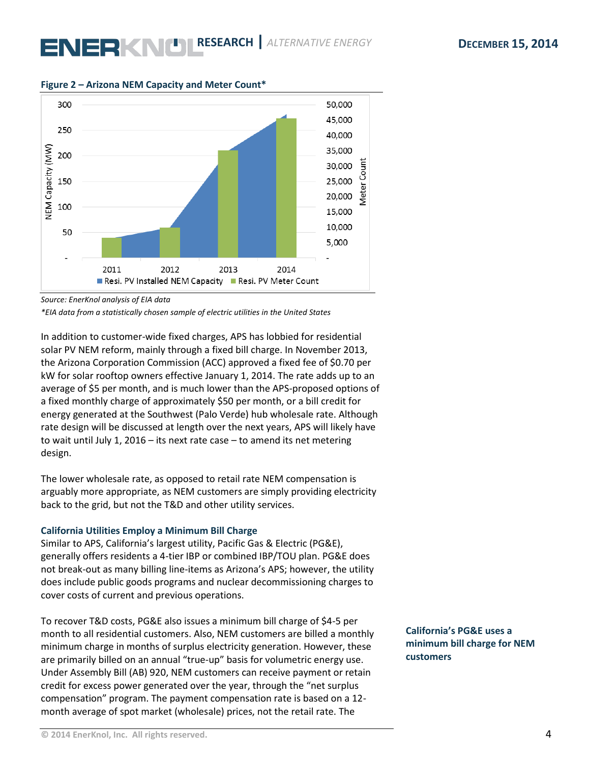**Figure 2 – Arizona NEM Capacity and Meter Count***

*Source: EnerKnol analysis of EIA data*

**EIA data from a statistically chosen sample of electric utilities in the United States*

In addition to customer-wide fixed charges, APS has lobbied for residential solar PV NEM reform, mainly through a fixed bill charge. In November 2013, the Arizona Corporation Commission (ACC) approved a fixed fee of $0.70 per kW for solar rooftop owners effective January 1, 2014. The rate adds up to an average of $5 per month, and is much lower than the APS-proposed options of a fixed monthly charge of approximately $50 per month, or a bill credit for energy generated at the Southwest (Palo Verde) hub wholesale rate. Although rate design will be discussed at length over the next years, APS will likely have to wait until July 1, 2016 – its next rate case – to amend its net metering design.

The lower wholesale rate, as opposed to retail rate NEM compensation is arguably more appropriate, as NEM customers are simply providing electricity back to the grid, but not the T&D and other utility services.

### California Utilities Employ a Minimum Bill Charge

Similar to APS, California's largest utility, Pacific Gas & Electric (PG&E), generally offers residents a 4-tier IBP or combined IBP/TOU plan. PG&E does not break-out as many billing line-items as Arizona's APS; however, the utility does include public goods programs and nuclear decommissioning charges to cover costs of current and previous operations.

**California's PG&E uses a minimum bill charge for NEM customers**

To recover T&D costs, PG&E also issues a minimum bill charge of $4-5 per month to all residential customers. Also, NEM customers are billed a monthly minimum charge in months of surplus electricity generation. However, these are primarily billed on an annual "true-up" basis for volumetric energy use. Under Assembly Bill (AB) 920, NEM customers can receive payment or retain credit for excess power generated over the year, through the "net surplus compensation" program. The payment compensation rate is based on a 12-month average of spot market (wholesale) prices, not the retail rate. The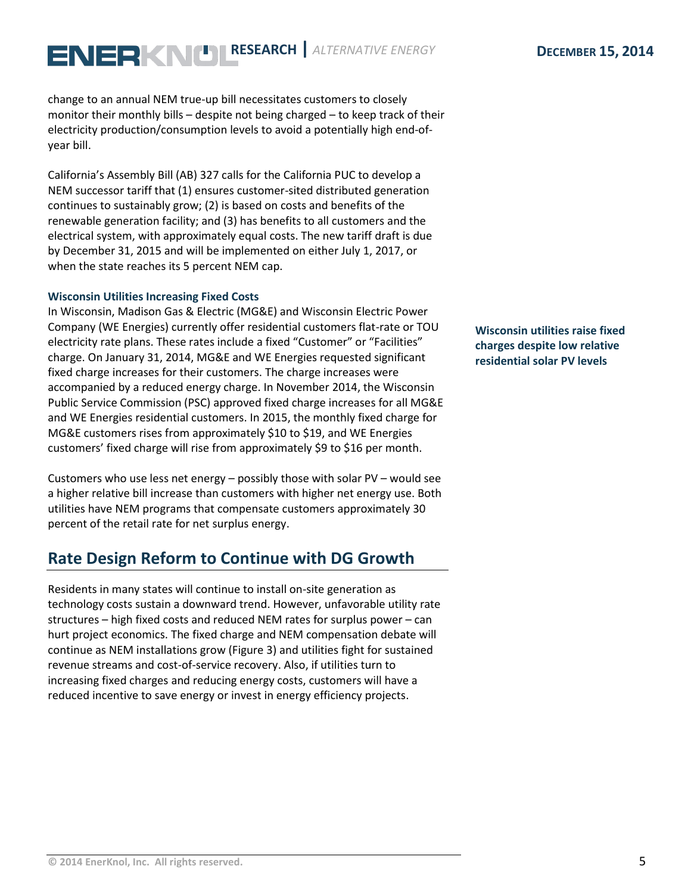change to an annual NEM true-up bill necessitates customers to closely monitor their monthly bills – despite not being charged – to keep track of their electricity production/consumption levels to avoid a potentially high end-of-year bill.

California's Assembly Bill (AB) 327 calls for the California PUC to develop a NEM successor tariff that (1) ensures customer-sited distributed generation continues to sustainably grow; (2) is based on costs and benefits of the renewable generation facility; and (3) has benefits to all customers and the electrical system, with approximately equal costs. The new tariff draft is due by December 31, 2015 and will be implemented on either July 1, 2017, or when the state reaches its 5 percent NEM cap.

### Wisconsin Utilities Increasing Fixed Costs

In Wisconsin, Madison Gas & Electric (MG&E) and Wisconsin Electric Power Company (WE Energies) currently offer residential customers flat-rate or TOU electricity rate plans. These rates include a fixed "Customer" or "Facilities" charge. On January 31, 2014, MG&E and WE Energies requested significant fixed charge increases for their customers. The charge increases were accompanied by a reduced energy charge. In November 2014, the Wisconsin Public Service Commission (PSC) approved fixed charge increases for all MG&E and WE Energies residential customers. In 2015, the monthly fixed charge for MG&E customers rises from approximately $10 to $19, and WE Energies customers' fixed charge will rise from approximately $9 to $16 per month.

**Wisconsin utilities raise fixed charges despite low relative residential solar PV levels**

Customers who use less net energy – possibly those with solar PV – would see a higher relative bill increase than customers with higher net energy use. Both utilities have NEM programs that compensate customers approximately 30 percent of the retail rate for net surplus energy.

## Rate Design Reform to Continue with DG Growth

Residents in many states will continue to install on-site generation as technology costs sustain a downward trend. However, unfavorable utility rate structures – high fixed costs and reduced NEM rates for surplus power – can hurt project economics. The fixed charge and NEM compensation debate will continue as NEM installations grow (Figure 3) and utilities fight for sustained revenue streams and cost-of-service recovery. Also, if utilities turn to increasing fixed charges and reducing energy costs, customers will have a reduced incentive to save energy or invest in energy efficiency projects.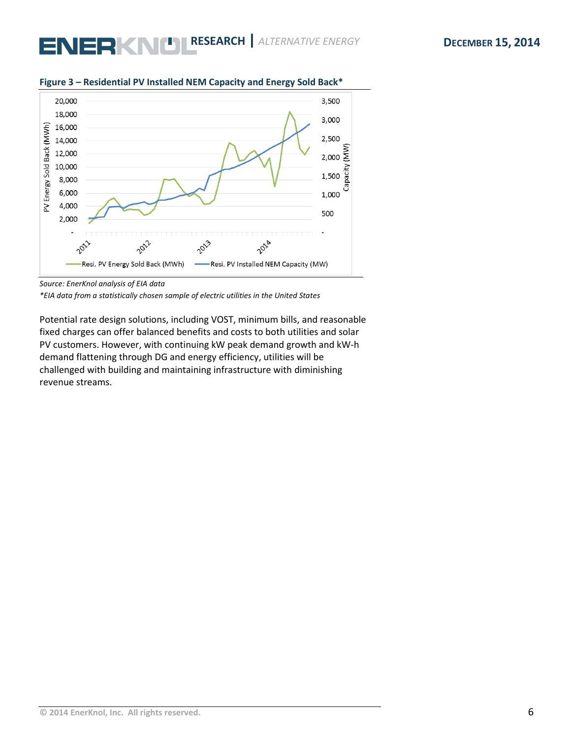**Figure 3 – Residential PV Installed NEM Capacity and Energy Sold Back***

*Source: EnerKnol analysis of EIA data*

**EIA data from a statistically chosen sample of electric utilities in the United States*

Potential rate design solutions, including VOST, minimum bills, and reasonable fixed charges can offer balanced benefits and costs to both utilities and solar PV customers. However, with continuing kW peak demand growth and kW-h demand flattening through DG and energy efficiency, utilities will be challenged with building and maintaining infrastructure with diminishing revenue streams.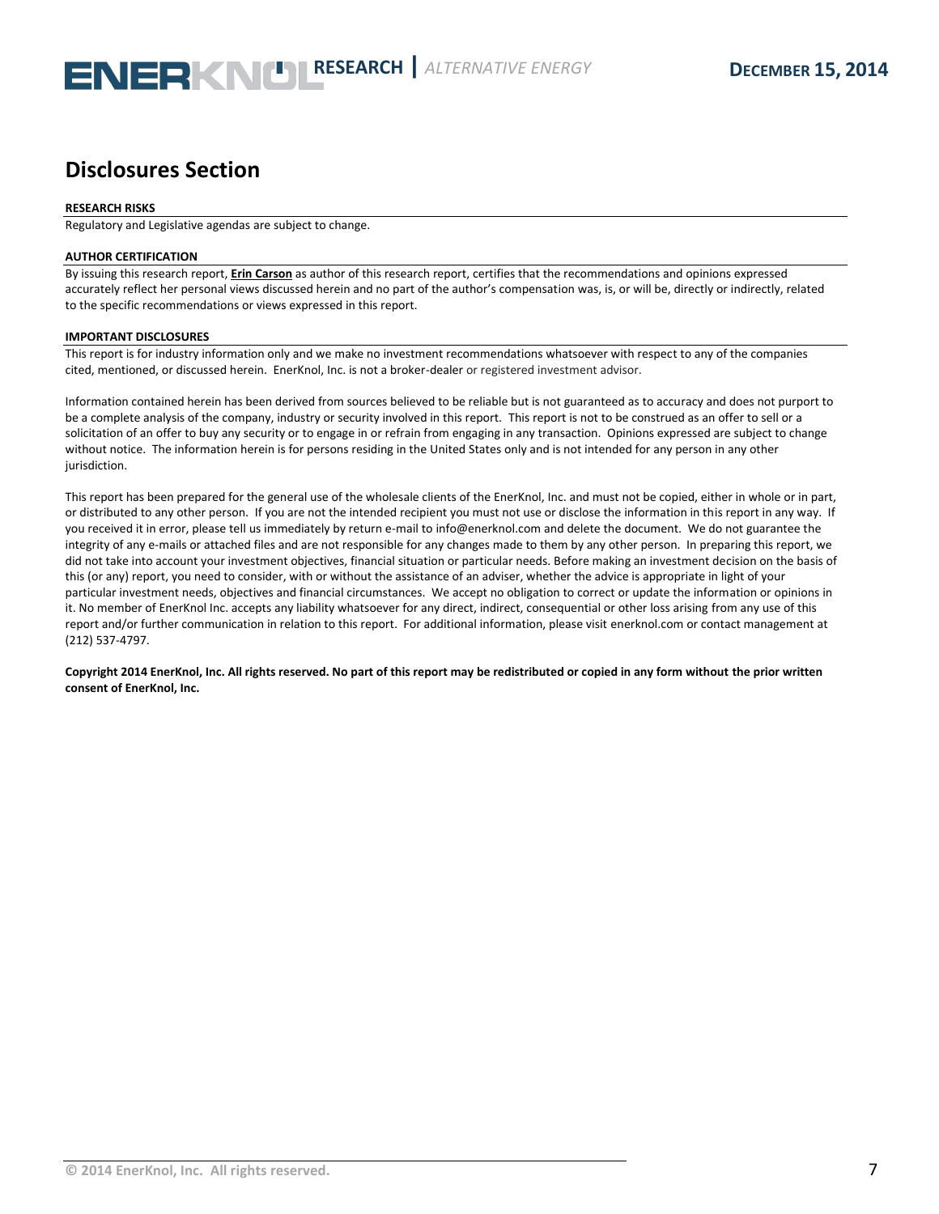# Disclosures Section

**RESEARCH RISKS**

Regulatory and Legislative agendas are subject to change.

**AUTHOR CERTIFICATION**

By issuing this research report, **Erin Carson** as author of this research report, certifies that the recommendations and opinions expressed accurately reflect her personal views discussed herein and no part of the author's compensation was, is, or will be, directly or indirectly, related to the specific recommendations or views expressed in this report.

**IMPORTANT DISCLOSURES**

This report is for industry information only and we make no investment recommendations whatsoever with respect to any of the companies cited, mentioned, or discussed herein. EnerKnol, Inc. is not a broker-dealer or registered investment advisor.

Information contained herein has been derived from sources believed to be reliable but is not guaranteed as to accuracy and does not purport to be a complete analysis of the company, industry or security involved in this report. This report is not to be construed as an offer to sell or a solicitation of an offer to buy any security or to engage in or refrain from engaging in any transaction. Opinions expressed are subject to change without notice. The information herein is for persons residing in the United States only and is not intended for any person in any other jurisdiction.

This report has been prepared for the general use of the wholesale clients of the EnerKnol, Inc. and must not be copied, either in whole or in part, or distributed to any other person. If you are not the intended recipient you must not use or disclose the information in this report in any way. If you received it in error, please tell us immediately by return e-mail to info@enerknol.com and delete the document. We do not guarantee the integrity of any e-mails or attached files and are not responsible for any changes made to them by any other person. In preparing this report, we did not take into account your investment objectives, financial situation or particular needs. Before making an investment decision on the basis of this (or any) report, you need to consider, with or without the assistance of an adviser, whether the advice is appropriate in light of your particular investment needs, objectives and financial circumstances. We accept no obligation to correct or update the information or opinions in it. No member of EnerKnol Inc. accepts any liability whatsoever for any direct, indirect, consequential or other loss arising from any use of this report and/or further communication in relation to this report. For additional information, please visit enerknol.com or contact management at (212) 537-4797.

**Copyright 2014 EnerKnol, Inc. All rights reserved. No part of this report may be redistributed or copied in any form without the prior written consent of EnerKnol, Inc.**